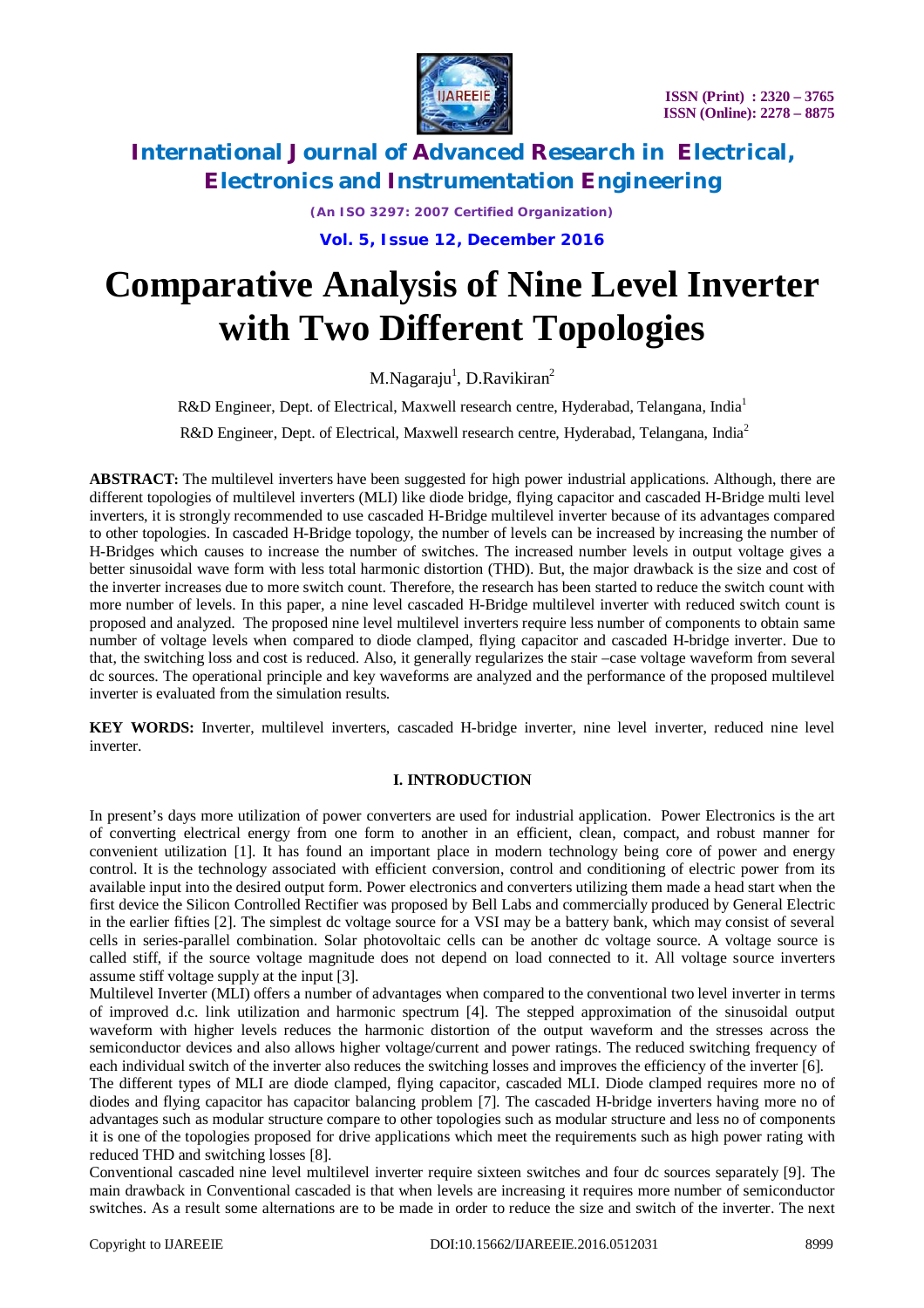# Comparative Analysis of Nine Level Inverter with Two Different Topologies

M.Nagaraju[1], D.Ravikiran[2]

R&D Engineer, Dept. of Electrical, Maxwell research centre, Hyderabad, Telangana, India[1]

R&D Engineer, Dept. of Electrical, Maxwell research centre, Hyderabad, Telangana, India[2]

**ABSTRACT:** The multilevel inverters have been suggested for high power industrial applications. Although, there are different topologies of multilevel inverters (MLI) like diode bridge, flying capacitor and cascaded H-Bridge multi level inverters, it is strongly recommended to use cascaded H-Bridge multilevel inverter because of its advantages compared to other topologies. In cascaded H-Bridge topology, the number of levels can be increased by increasing the number of H-Bridges which causes to increase the number of switches. The increased number levels in output voltage gives a better sinusoidal wave form with less total harmonic distortion (THD). But, the major drawback is the size and cost of the inverter increases due to more switch count. Therefore, the research has been started to reduce the switch count with more number of levels. In this paper, a nine level cascaded H-Bridge multilevel inverter with reduced switch count is proposed and analyzed. The proposed nine level multilevel inverters require less number of components to obtain same number of voltage levels when compared to diode clamped, flying capacitor and cascaded H-bridge inverter. Due to that, the switching loss and cost is reduced. Also, it generally regularizes the stair –case voltage waveform from several dc sources. The operational principle and key waveforms are analyzed and the performance of the proposed multilevel inverter is evaluated from the simulation results.

**KEY WORDS:** Inverter, multilevel inverters, cascaded H-bridge inverter, nine level inverter, reduced nine level inverter.

## I. INTRODUCTION

In present's days more utilization of power converters are used for industrial application. Power Electronics is the art of converting electrical energy from one form to another in an efficient, clean, compact, and robust manner for convenient utilization [1]. It has found an important place in modern technology being core of power and energy control. It is the technology associated with efficient conversion, control and conditioning of electric power from its available input into the desired output form. Power electronics and converters utilizing them made a head start when the first device the Silicon Controlled Rectifier was proposed by Bell Labs and commercially produced by General Electric in the earlier fifties [2]. The simplest dc voltage source for a VSI may be a battery bank, which may consist of several cells in series-parallel combination. Solar photovoltaic cells can be another dc voltage source. A voltage source is called stiff, if the source voltage magnitude does not depend on load connected to it. All voltage source inverters assume stiff voltage supply at the input [3].

Multilevel Inverter (MLI) offers a number of advantages when compared to the conventional two level inverter in terms of improved d.c. link utilization and harmonic spectrum [4]. The stepped approximation of the sinusoidal output waveform with higher levels reduces the harmonic distortion of the output waveform and the stresses across the semiconductor devices and also allows higher voltage/current and power ratings. The reduced switching frequency of each individual switch of the inverter also reduces the switching losses and improves the efficiency of the inverter [6].

The different types of MLI are diode clamped, flying capacitor, cascaded MLI. Diode clamped requires more no of diodes and flying capacitor has capacitor balancing problem [7]. The cascaded H-bridge inverters having more no of advantages such as modular structure compare to other topologies such as modular structure and less no of components it is one of the topologies proposed for drive applications which meet the requirements such as high power rating with reduced THD and switching losses [8].

Conventional cascaded nine level multilevel inverter require sixteen switches and four dc sources separately [9]. The main drawback in Conventional cascaded is that when levels are increasing it requires more number of semiconductor switches. As a result some alternations are to be made in order to reduce the size and switch of the inverter. The next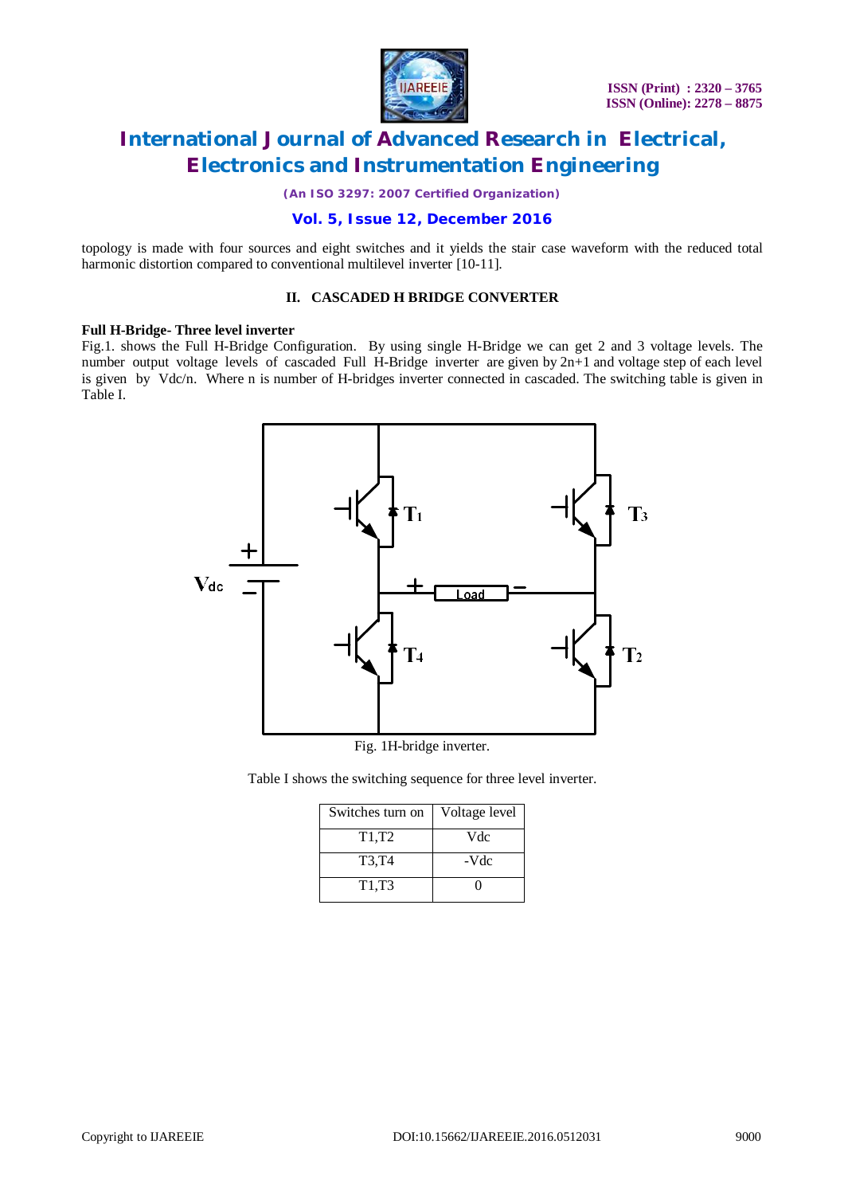topology is made with four sources and eight switches and it yields the stair case waveform with the reduced total harmonic distortion compared to conventional multilevel inverter [10-11].

## II. CASCADED H BRIDGE CONVERTER

### Full H-Bridge- Three level inverter

Fig.1. shows the Full H-Bridge Configuration. By using single H-Bridge we can get 2 and 3 voltage levels. The number output voltage levels of cascaded Full H-Bridge inverter are given by 2n+1 and voltage step of each level is given by Vdc/n. Where n is number of H-bridges inverter connected in cascaded. The switching table is given in Table I.

Fig. 1H-bridge inverter.

Table I shows the switching sequence for three level inverter.

| Switches turn on | Voltage level |
|---|---|
| T1,T2 | Vdc |
| T3,T4 | -Vdc |
| T1,T3 | 0 |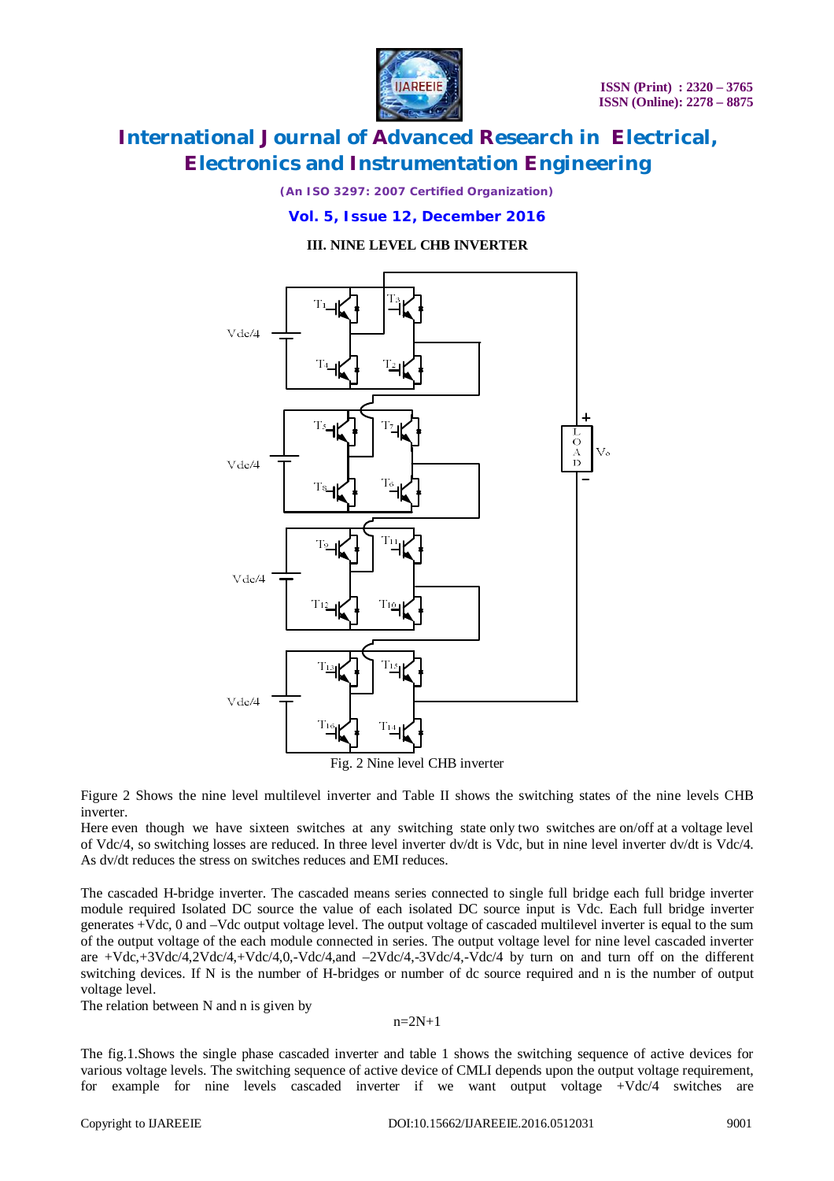### III. NINE LEVEL CHB INVERTER

Fig. 2 Nine level CHB inverter

Figure 2 Shows the nine level multilevel inverter and Table II shows the switching states of the nine levels CHB inverter.

Here even though we have sixteen switches at any switching state only two switches are on/off at a voltage level of Vdc/4, so switching losses are reduced. In three level inverter dv/dt is Vdc, but in nine level inverter dv/dt is Vdc/4. As dv/dt reduces the stress on switches reduces and EMI reduces.

The cascaded H-bridge inverter. The cascaded means series connected to single full bridge each full bridge inverter module required Isolated DC source the value of each isolated DC source input is Vdc. Each full bridge inverter generates +Vdc, 0 and –Vdc output voltage level. The output voltage of cascaded multilevel inverter is equal to the sum of the output voltage of the each module connected in series. The output voltage level for nine level cascaded inverter are +Vdc,+3Vdc/4,2Vdc/4,+Vdc/4,0,-Vdc/4,and –2Vdc/4,-3Vdc/4,-Vdc/4 by turn on and turn off on the different switching devices. If N is the number of H-bridges or number of dc source required and n is the number of output voltage level.

The relation between N and n is given by

$$n=2N+1$$

The fig.1.Shows the single phase cascaded inverter and table 1 shows the switching sequence of active devices for various voltage levels. The switching sequence of active device of CMLI depends upon the output voltage requirement, for example for nine levels cascaded inverter if we want output voltage +Vdc/4 switches are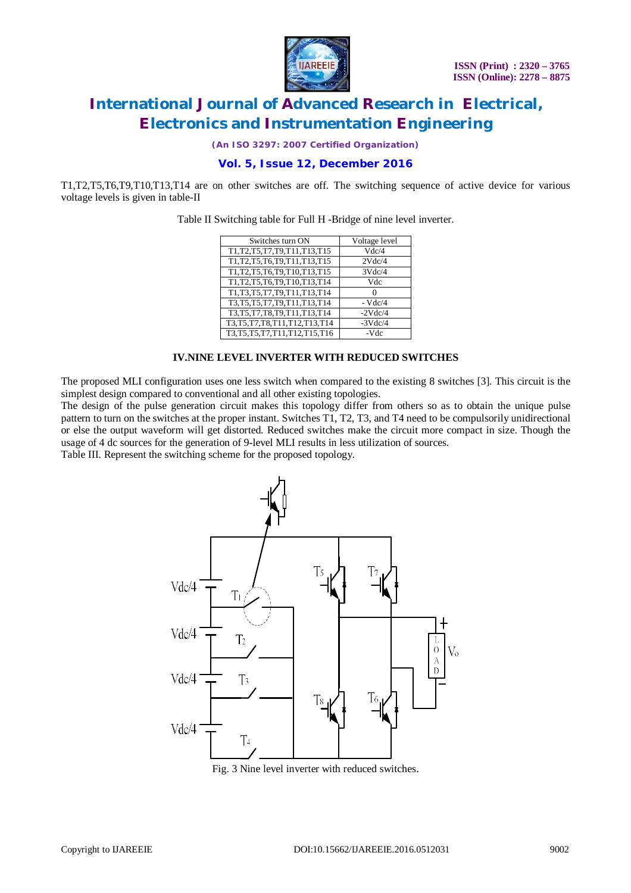T1,T2,T5,T6,T9,T10,T13,T14 are on other switches are off. The switching sequence of active device for various voltage levels is given in table-II

Table II Switching table for Full H -Bridge of nine level inverter.

| Switches turn ON | Voltage level |
|---|---|
| T1,T2,T5,T7,T9,T11,T13,T15 | Vdc/4 |
| T1,T2,T5,T6,T9,T11,T13,T15 | 2Vdc/4 |
| T1,T2,T5,T6,T9,T10,T13,T15 | 3Vdc/4 |
| T1,T2,T5,T6,T9,T10,T13,T14 | Vdc |
| T1,T3,T5,T7,T9,T11,T13,T14 | 0 |
| T3,T5,T5,T7,T9,T11,T13,T14 | - Vdc/4 |
| T3,T5,T7,T8,T9,T11,T13,T14 | -2Vdc/4 |
| T3,T5,T7,T8,T11,T12,T13,T14 | -3Vdc/4 |
| T3,T5,T5,T7,T11,T12,T15,T16 | -Vdc |

## IV.NINE LEVEL INVERTER WITH REDUCED SWITCHES

The proposed MLI configuration uses one less switch when compared to the existing 8 switches [3]. This circuit is the simplest design compared to conventional and all other existing topologies.

The design of the pulse generation circuit makes this topology differ from others so as to obtain the unique pulse pattern to turn on the switches at the proper instant. Switches T1, T2, T3, and T4 need to be compulsorily unidirectional or else the output waveform will get distorted. Reduced switches make the circuit more compact in size. Though the usage of 4 dc sources for the generation of 9-level MLI results in less utilization of sources.

Table III. Represent the switching scheme for the proposed topology.

Fig. 3 Nine level inverter with reduced switches.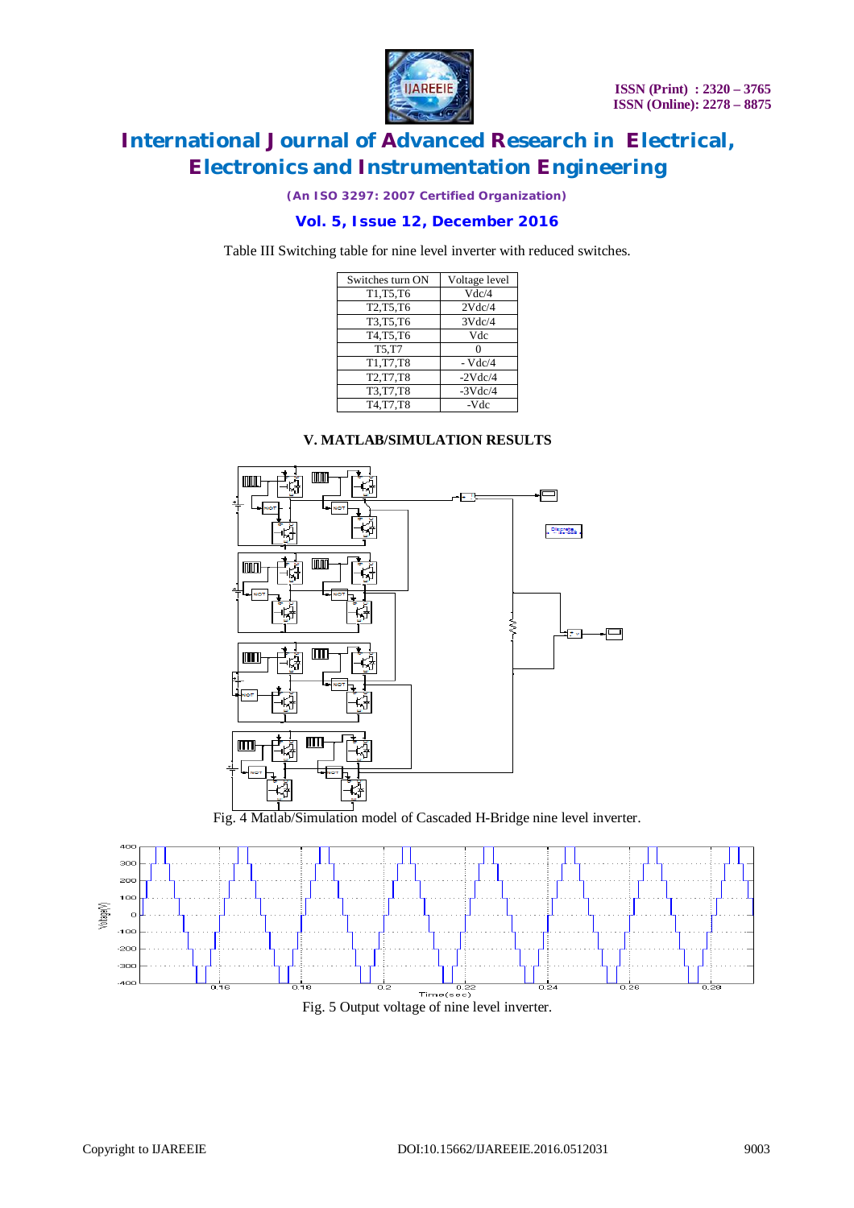Table III Switching table for nine level inverter with reduced switches.

| Switches turn ON | Voltage level |
|---|---|
| T1,T5,T6 | Vdc/4 |
| T2,T5,T6 | 2Vdc/4 |
| T3,T5,T6 | 3Vdc/4 |
| T4,T5,T6 | Vdc |
| T5,T7 | 0 |
| T1,T7,T8 | - Vdc/4 |
| T2,T7,T8 | -2Vdc/4 |
| T3,T7,T8 | -3Vdc/4 |
| T4,T7,T8 | -Vdc |

## V. MATLAB/SIMULATION RESULTS

Fig. 4 Matlab/Simulation model of Cascaded H-Bridge nine level inverter.

Fig. 5 Output voltage of nine level inverter.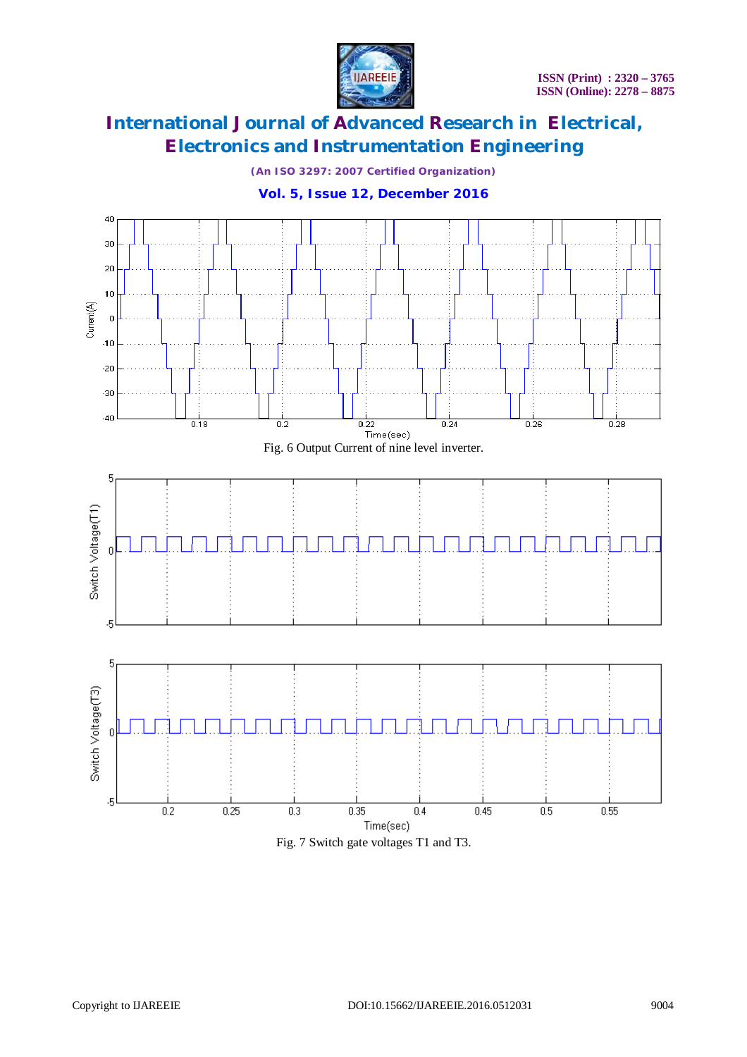Fig. 6 Output Current of nine level inverter.

Fig. 7 Switch gate voltages T1 and T3.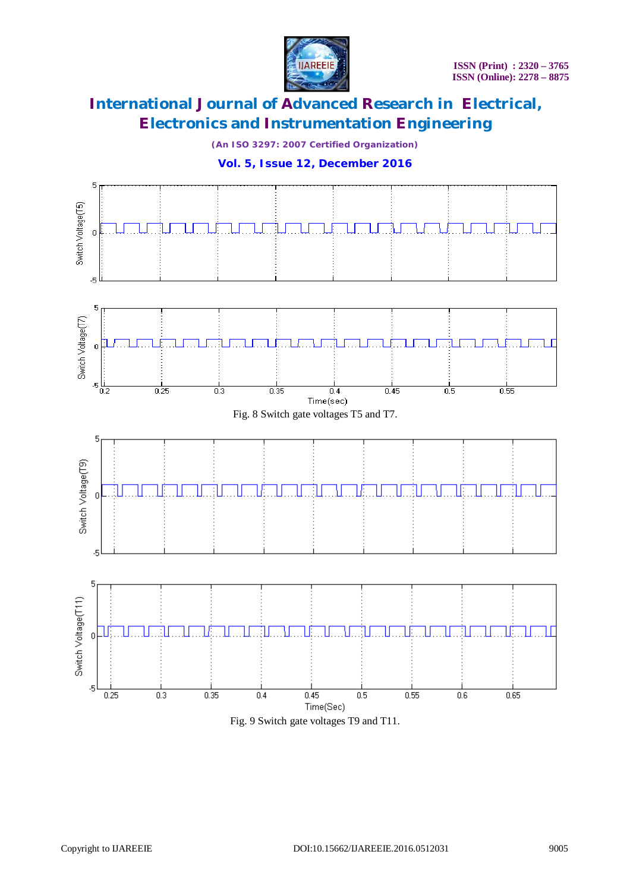Fig. 8 Switch gate voltages T5 and T7.

Fig. 9 Switch gate voltages T9 and T11.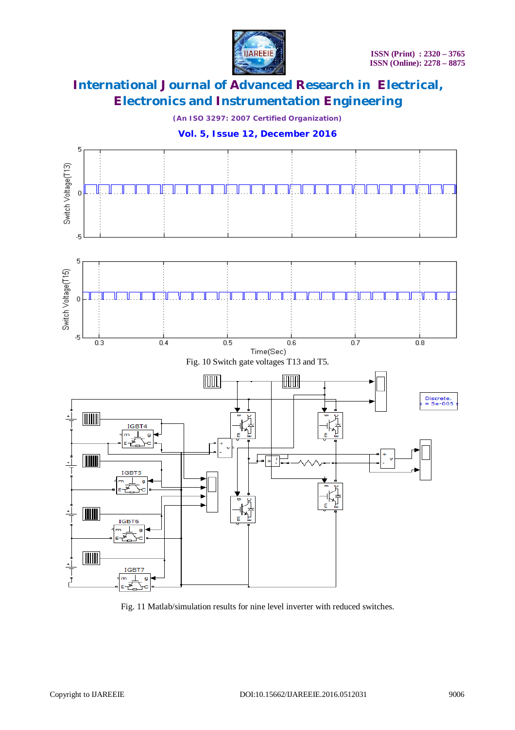Fig. 10 Switch gate voltages T13 and T5.

Fig. 11 Matlab/simulation results for nine level inverter with reduced switches.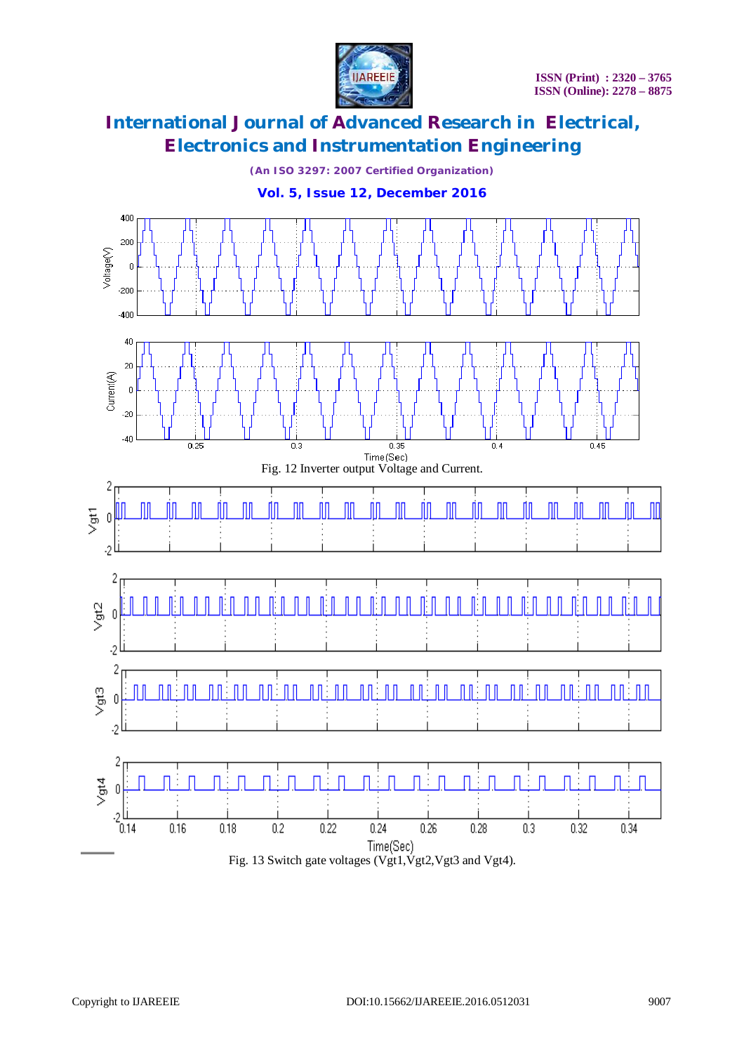Fig. 12 Inverter output Voltage and Current.

Fig. 13 Switch gate voltages (Vgt1,Vgt2,Vgt3 and Vgt4).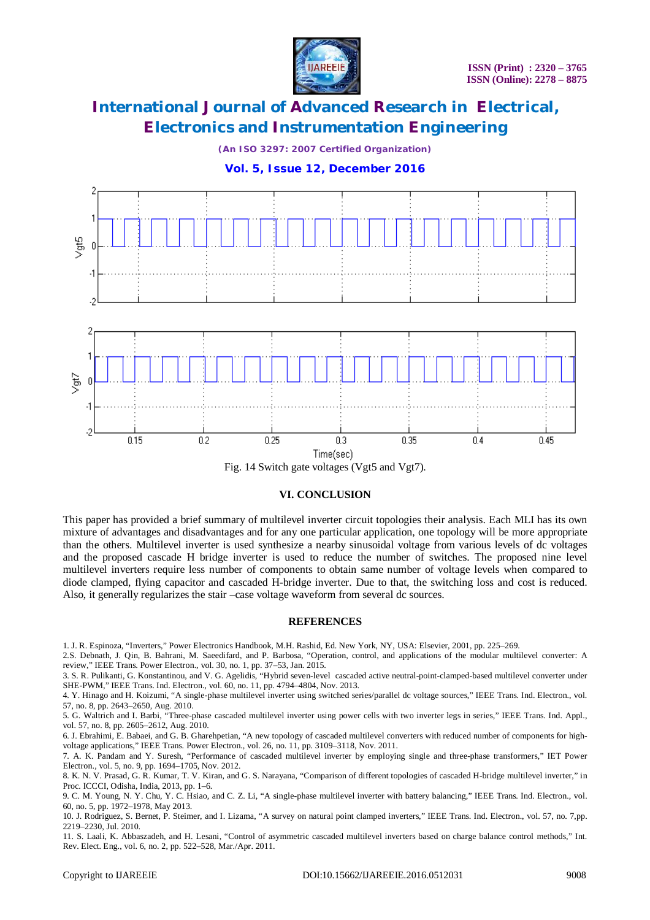2
1
Vgt5
0
-1
-2

2
1
Vgt7
0
-1
-2
0.15 0.2 0.25 0.3 0.35 0.4 0.45
Time(sec)

Fig. 14 Switch gate voltages (Vgt5 and Vgt7).

## VI. CONCLUSION

This paper has provided a brief summary of multilevel inverter circuit topologies their analysis. Each MLI has its own mixture of advantages and disadvantages and for any one particular application, one topology will be more appropriate than the others. Multilevel inverter is used synthesize a nearby sinusoidal voltage from various levels of dc voltages and the proposed cascade H bridge inverter is used to reduce the number of switches. The proposed nine level multilevel inverters require less number of components to obtain same number of voltage levels when compared to diode clamped, flying capacitor and cascaded H-bridge inverter. Due to that, the switching loss and cost is reduced. Also, it generally regularizes the stair –case voltage waveform from several dc sources.

## REFERENCES

1. J. R. Espinoza, "Inverters," Power Electronics Handbook, M.H. Rashid, Ed. New York, NY, USA: Elsevier, 2001, pp. 225–269.
2. S. Debnath, J. Qin, B. Bahrani, M. Saeedifard, and P. Barbosa, "Operation, control, and applications of the modular multilevel converter: A review," IEEE Trans. Power Electron., vol. 30, no. 1, pp. 37–53, Jan. 2015.
3. S. R. Pulikanti, G. Konstantinou, and V. G. Agelidis, "Hybrid seven-level cascaded active neutral-point-clamped-based multilevel converter under SHE-PWM," IEEE Trans. Ind. Electron., vol. 60, no. 11, pp. 4794–4804, Nov. 2013.
4. Y. Hinago and H. Koizumi, "A single-phase multilevel inverter using switched series/parallel dc voltage sources," IEEE Trans. Ind. Electron., vol. 57, no. 8, pp. 2643–2650, Aug. 2010.
5. G. Waltrich and I. Barbi, "Three-phase cascaded multilevel inverter using power cells with two inverter legs in series," IEEE Trans. Ind. Appl., vol. 57, no. 8, pp. 2605–2612, Aug. 2010.
6. J. Ebrahimi, E. Babaei, and G. B. Gharehpetian, "A new topology of cascaded multilevel converters with reduced number of components for high-voltage applications," IEEE Trans. Power Electron., vol. 26, no. 11, pp. 3109–3118, Nov. 2011.
7. A. K. Pandam and Y. Suresh, "Performance of cascaded multilevel inverter by employing single and three-phase transformers," IET Power Electron., vol. 5, no. 9, pp. 1694–1705, Nov. 2012.
8. K. N. V. Prasad, G. R. Kumar, T. V. Kiran, and G. S. Narayana, "Comparison of different topologies of cascaded H-bridge multilevel inverter," in Proc. ICCCI, Odisha, India, 2013, pp. 1–6.
9. C. M. Young, N. Y. Chu, Y. C. Hsiao, and C. Z. Li, "A single-phase multilevel inverter with battery balancing," IEEE Trans. Ind. Electron., vol. 60, no. 5, pp. 1972–1978, May 2013.
10. J. Rodriguez, S. Bernet, P. Steimer, and I. Lizama, "A survey on natural point clamped inverters," IEEE Trans. Ind. Electron., vol. 57, no. 7,pp. 2219–2230, Jul. 2010.
11. S. Laali, K. Abbaszadeh, and H. Lesani, "Control of asymmetric cascaded multilevel inverters based on charge balance control methods," Int. Rev. Elect. Eng., vol. 6, no. 2, pp. 522–528, Mar./Apr. 2011.